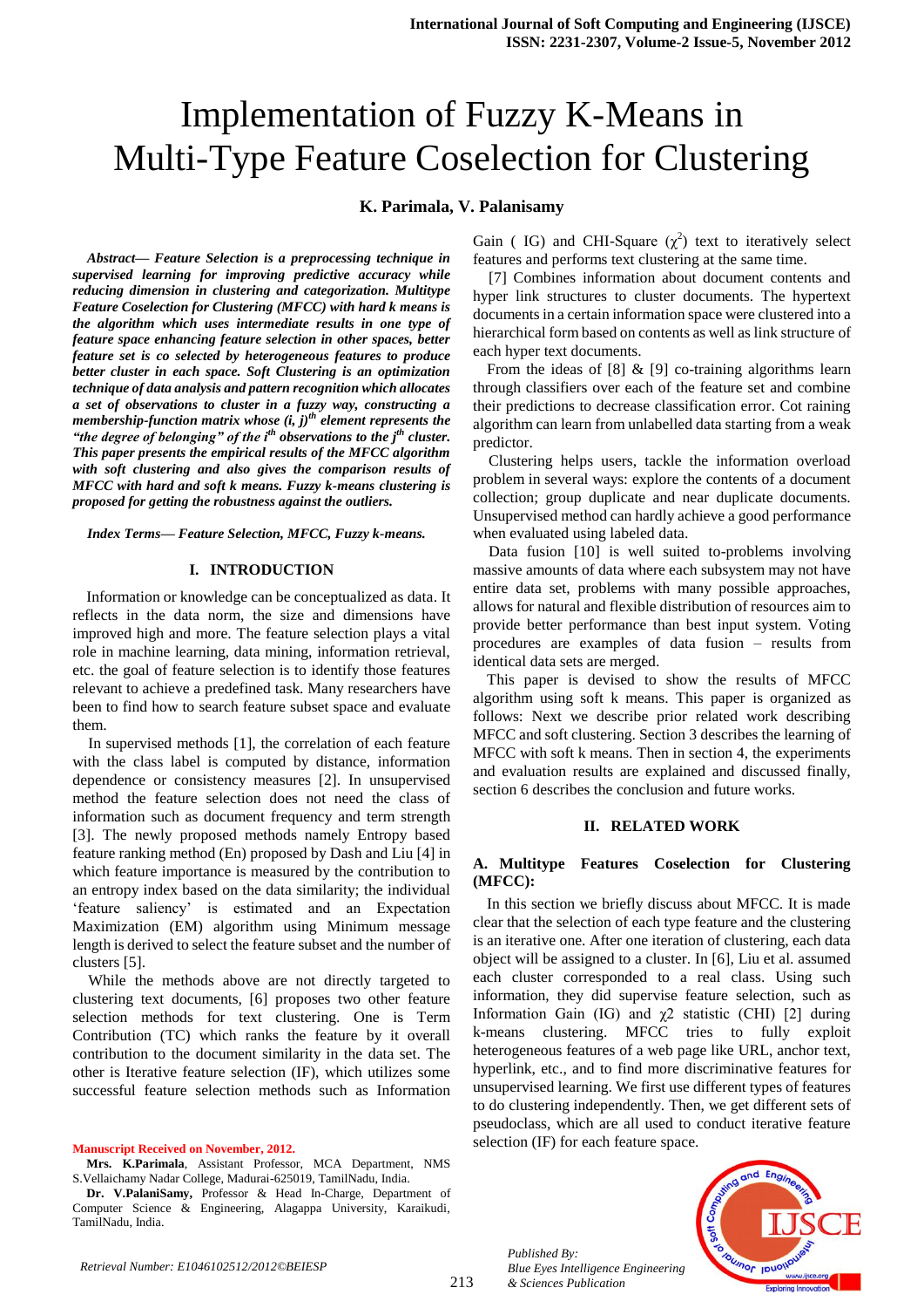# Implementation of Fuzzy K-Means in Multi-Type Feature Coselection for Clustering

**K. Parimala, V. Palanisamy**

***Abstract— Feature Selection is a preprocessing technique in supervised learning for improving predictive accuracy while reducing dimension in clustering and categorization. Multitype Feature Coselection for Clustering (MFCC) with hard k means is the algorithm which uses intermediate results in one type of feature space enhancing feature selection in other spaces, better feature set is co selected by heterogeneous features to produce better cluster in each space. Soft Clustering is an optimization technique of data analysis and pattern recognition which allocates a set of observations to cluster in a fuzzy way, constructing a membership-function matrix whose $(i, j)^{th}$ element represents the "the degree of belonging" of the $i^{th}$ observations to the $j^{th}$ cluster. This paper presents the empirical results of the MFCC algorithm with soft clustering and also gives the comparison results of MFCC with hard and soft k means. Fuzzy k-means clustering is proposed for getting the robustness against the outliers.***

***Index Terms— Feature Selection, MFCC, Fuzzy k-means.***

## I. INTRODUCTION

Information or knowledge can be conceptualized as data. It reflects in the data norm, the size and dimensions have improved high and more. The feature selection plays a vital role in machine learning, data mining, information retrieval, etc. the goal of feature selection is to identify those features relevant to achieve a predefined task. Many researchers have been to find how to search feature subset space and evaluate them.

In supervised methods [1], the correlation of each feature with the class label is computed by distance, information dependence or consistency measures [2]. In unsupervised method the feature selection does not need the class of information such as document frequency and term strength [3]. The newly proposed methods namely Entropy based feature ranking method (En) proposed by Dash and Liu [4] in which feature importance is measured by the contribution to an entropy index based on the data similarity; the individual 'feature saliency' is estimated and an Expectation Maximization (EM) algorithm using Minimum message length is derived to select the feature subset and the number of clusters [5].

While the methods above are not directly targeted to clustering text documents, [6] proposes two other feature selection methods for text clustering. One is Term Contribution (TC) which ranks the feature by it overall contribution to the document similarity in the data set. The other is Iterative feature selection (IF), which utilizes some successful feature selection methods such as Information Gain ( IG) and CHI-Square ($\chi^2$) text to iteratively select features and performs text clustering at the same time.

[7] Combines information about document contents and hyper link structures to cluster documents. The hypertext documents in a certain information space were clustered into a hierarchical form based on contents as well as link structure of each hyper text documents.

From the ideas of [8] & [9] co-training algorithms learn through classifiers over each of the feature set and combine their predictions to decrease classification error. Cot raining algorithm can learn from unlabelled data starting from a weak predictor.

Clustering helps users, tackle the information overload problem in several ways: explore the contents of a document collection; group duplicate and near duplicate documents. Unsupervised method can hardly achieve a good performance when evaluated using labeled data.

Data fusion [10] is well suited to-problems involving massive amounts of data where each subsystem may not have entire data set, problems with many possible approaches, allows for natural and flexible distribution of resources aim to provide better performance than best input system. Voting procedures are examples of data fusion – results from identical data sets are merged.

This paper is devised to show the results of MFCC algorithm using soft k means. This paper is organized as follows: Next we describe prior related work describing MFCC and soft clustering. Section 3 describes the learning of MFCC with soft k means. Then in section 4, the experiments and evaluation results are explained and discussed finally, section 6 describes the conclusion and future works.

## II. RELATED WORK

### A. Multitype Features Coselection for Clustering (MFCC):

In this section we briefly discuss about MFCC. It is made clear that the selection of each type feature and the clustering is an iterative one. After one iteration of clustering, each data object will be assigned to a cluster. In [6], Liu et al. assumed each cluster corresponded to a real class. Using such information, they did supervise feature selection, such as Information Gain (IG) and $\chi2$ statistic (CHI) [2] during k-means clustering. MFCC tries to fully exploit heterogeneous features of a web page like URL, anchor text, hyperlink, etc., and to find more discriminative features for unsupervised learning. We first use different types of features to do clustering independently. Then, we get different sets of pseudoclass, which are all used to conduct iterative feature selection (IF) for each feature space.

**Manuscript Received on November, 2012.**

**Mrs. K.Parimala**, Assistant Professor, MCA Department, NMS S.Vellaichamy Nadar College, Madurai-625019, TamilNadu, India.

**Dr. V.PalaniSamy,** Professor & Head In-Charge, Department of Computer Science & Engineering, Alagappa University, Karaikudi, TamilNadu, India.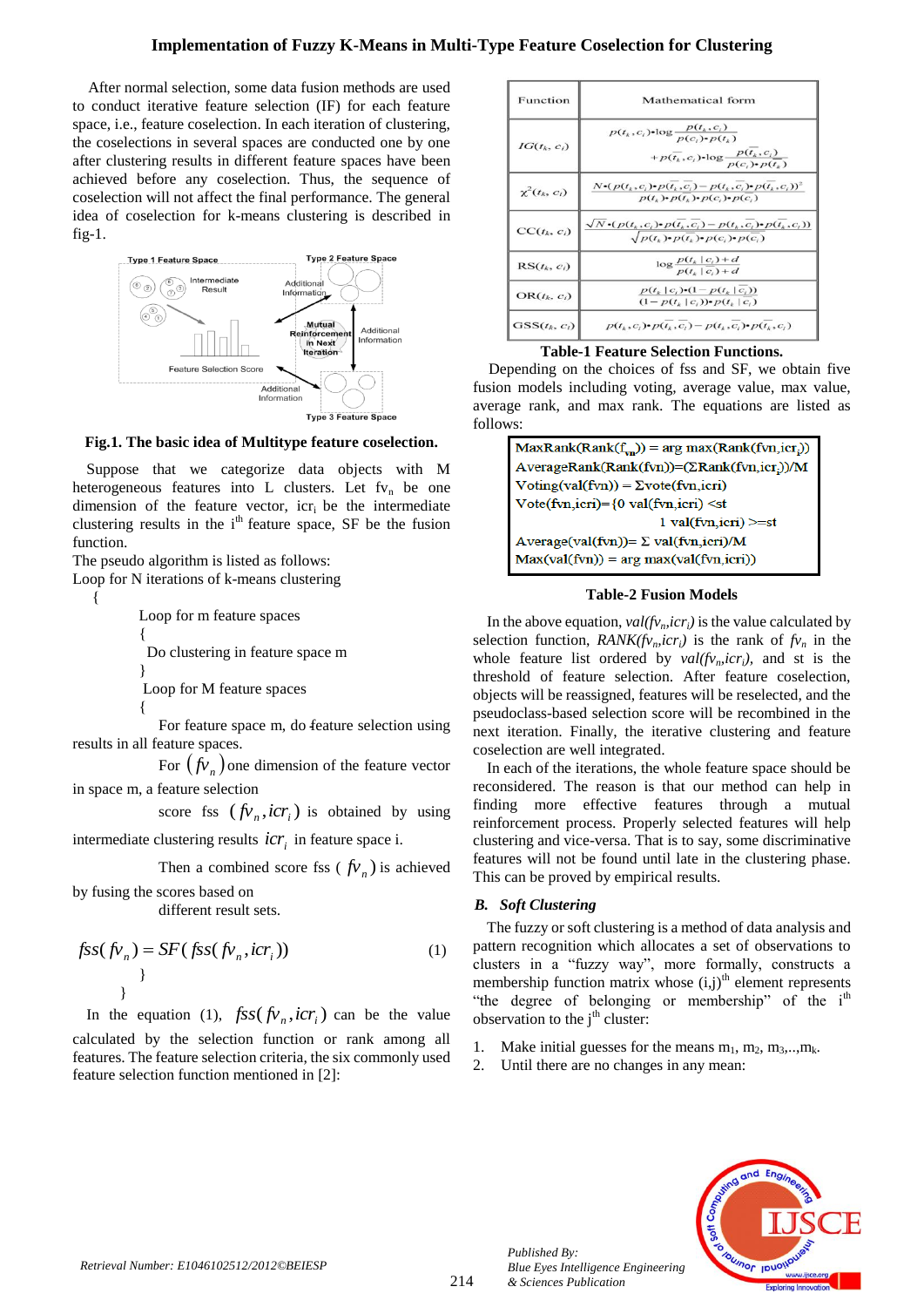After normal selection, some data fusion methods are used to conduct iterative feature selection (IF) for each feature space, i.e., feature coselection. In each iteration of clustering, the coselections in several spaces are conducted one by one after clustering results in different feature spaces have been achieved before any coselection. Thus, the sequence of coselection will not affect the final performance. The general idea of coselection for k-means clustering is described in fig-1.

**Fig.1. The basic idea of Multitype feature coselection.**

Suppose that we categorize data objects with M heterogeneous features into L clusters. Let $fv_n$ be one dimension of the feature vector, $icr_i$ be the intermediate clustering results in the i[th] feature space, SF be the fusion function.

The pseudo algorithm is listed as follows:

Loop for N iterations of k-means clustering

{

Loop for m feature spaces

{

Do clustering in feature space m

}

Loop for M feature spaces

{

For feature space m, do feature selection using results in all feature spaces.

For $(fv_n)$ one dimension of the feature vector in space m, a feature selection

score fss $(fv_n, icr_i)$ is obtained by using intermediate clustering results $icr_i$ in feature space i.

Then a combined score fss ( $fv_n$ ) is achieved by fusing the scores based on

different result sets.

$$fss(fv_n) = SF(fss(fv_n, icr_i)) \tag{1}$$

}

}

In the equation (1), $fss(fv_n, icr_i)$ can be the value calculated by the selection function or rank among all features. The feature selection criteria, the six commonly used feature selection function mentioned in [2]:

| Function | Mathematical form |
|---|---|
| $IG(t_k, c_i)$ | $p(t_k, c_i)\cdot\log\frac{p(t_k, c_i)}{p(c_i)\cdot p(t_k)} + p(\overline{t_k}, c_i)\cdot\log\frac{p(\overline{t_k}, c_i)}{p(c_i)\cdot p(\overline{t_k})}$ |
| $\chi^2(t_k, c_i)$ | $\frac{N\cdot(p(t_k, c_i)\cdot p(\overline{t_k}, \overline{c_i}) - p(t_k, \overline{c_i})\cdot p(\overline{t_k}, c_i))^2}{p(t_k)\cdot p(\overline{t_k})\cdot p(c_i)\cdot p(\overline{c_i})}$ |
| $CC(t_k, c_i)$ | $\frac{\sqrt{N}\cdot(p(t_k, c_i)\cdot p(\overline{t_k}, \overline{c_i}) - p(t_k, \overline{c_i})\cdot p(\overline{t_k}, c_i))}{\sqrt{p(t_k)\cdot p(\overline{t_k})\cdot p(c_i)\cdot p(\overline{c_i})}}$ |
| $RS(t_k, c_i)$ | $\log\frac{p(t_k \mid c_i)+d}{p(\overline{t_k} \mid c_i)+d}$ |
| $OR(t_k, c_i)$ | $\frac{p(t_k \mid c_i)\cdot(1-p(t_k \mid \overline{c_i}))}{(1-p(t_k \mid c_i))\cdot p(t_k \mid \overline{c_i})}$ |
| $GSS(t_k, c_i)$ | $p(t_k, c_i)\cdot p(\overline{t_k}, \overline{c_i}) - p(t_k, \overline{c_i})\cdot p(\overline{t_k}, c_i)$ |

**Table-1 Feature Selection Functions.**

Depending on the choices of fss and SF, we obtain five fusion models including voting, average value, max value, average rank, and max rank. The equations are listed as follows:

MaxRank(Rank($f_{vn}$)) = arg max(Rank(fvn,$icr_i$))
AverageRank(Rank(fvn))=(ΣRank(fvn,$icr_i$))/M
Voting(val(fvn)) = Σvote(fvn,icri)
Vote(fvn,icri)={0 val(fvn,icri) <st
1 val(fvn,icri) >=st
Average(val(fvn))= Σ val(fvn,icri)/M
Max(val(fvn)) = arg max(val(fvn,icri))

**Table-2 Fusion Models**

In the above equation, $val(fv_n, icr_i)$ is the value calculated by selection function, $RANK(fv_n, icr_i)$ is the rank of $fv_n$ in the whole feature list ordered by $val(fv_n, icr_i)$, and st is the threshold of feature selection. After feature coselection, objects will be reassigned, features will be reselected, and the pseudoclass-based selection score will be recombined in the next iteration. Finally, the iterative clustering and feature coselection are well integrated.

In each of the iterations, the whole feature space should be reconsidered. The reason is that our method can help in finding more effective features through a mutual reinforcement process. Properly selected features will help clustering and vice-versa. That is to say, some discriminative features will not be found until late in the clustering phase. This can be proved by empirical results.

### *B. Soft Clustering*

The fuzzy or soft clustering is a method of data analysis and pattern recognition which allocates a set of observations to clusters in a "fuzzy way", more formally, constructs a membership function matrix whose (i,j)[th] element represents "the degree of belonging or membership" of the i[th] observation to the j[th] cluster:

1. Make initial guesses for the means $m_1$, $m_2$, $m_3$,..,$m_k$.
2. Until there are no changes in any mean: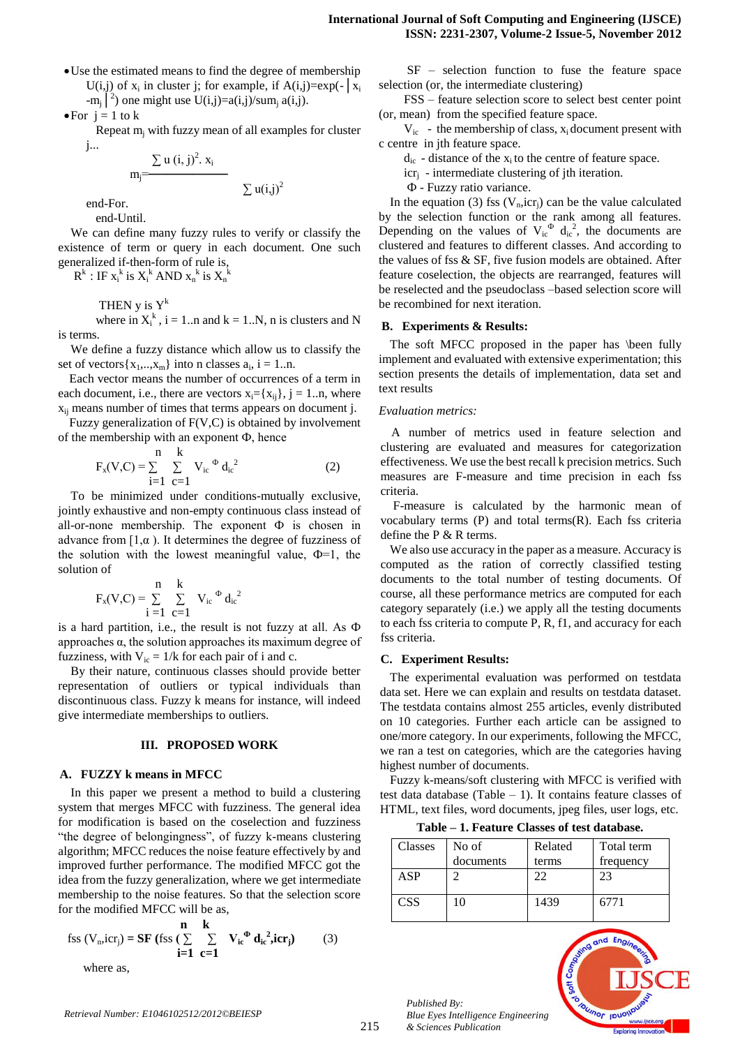- Use the estimated means to find the degree of membership $U(i,j)$ of $x_i$ in cluster j; for example, if $A(i,j)=\exp(-|x_i - m_j|^2)$ one might use $U(i,j)=a(i,j)/\text{sum}_j\, a(i,j)$.
- For j = 1 to k

  Repeat $m_j$ with fuzzy mean of all examples for cluster j...

$$m_j = \frac{\sum u(i,j)^2 . x_i}{\sum u(i,j)^2}$$

end-For.

end-Until.

We can define many fuzzy rules to verify or classify the existence of term or query in each document. One such generalized if-then-form of rule is,

$R^k$ : IF $x_i^k$ is $X_i^k$ AND $x_n^k$ is $X_n^k$

THEN y is $Y^k$

where in $X_i^k$, i = 1..n and k = 1..N, n is clusters and N is terms.

We define a fuzzy distance which allow us to classify the set of vectors$\{x_1,..,x_m\}$ into n classes $a_i$, i = 1..n.

Each vector means the number of occurrences of a term in each document, i.e., there are vectors $x_i=\{x_{ij}\}$, j = 1..n, where $x_{ij}$ means number of times that terms appears on document j.

Fuzzy generalization of F(V,C) is obtained by involvement of the membership with an exponent Φ, hence

$$F_x(V,C) = \sum_{i=1}^{n} \sum_{c=1}^{k} V_{ic}^{\,\Phi}\, d_{ic}^{\,2} \qquad (2)$$

To be minimized under conditions-mutually exclusive, jointly exhaustive and non-empty continuous class instead of all-or-none membership. The exponent Φ is chosen in advance from [1,α ). It determines the degree of fuzziness of the solution with the lowest meaningful value, Φ=1, the solution of

$$F_x(V,C) = \sum_{i=1}^{n} \sum_{c=1}^{k} V_{ic}^{\,\Phi}\, d_{ic}^{\,2}$$

is a hard partition, i.e., the result is not fuzzy at all. As Φ approaches α, the solution approaches its maximum degree of fuzziness, with $V_{ic} = 1/k$ for each pair of i and c.

By their nature, continuous classes should provide better representation of outliers or typical individuals than discontinuous class. Fuzzy k means for instance, will indeed give intermediate memberships to outliers.

## III. PROPOSED WORK

### A. FUZZY k means in MFCC

In this paper we present a method to build a clustering system that merges MFCC with fuzziness. The general idea for modification is based on the coselection and fuzziness "the degree of belongingness", of fuzzy k-means clustering algorithm; MFCC reduces the noise feature effectively by and improved further performance. The modified MFCC got the idea from the fuzzy generalization, where we get intermediate membership to the noise features. So that the selection score for the modified MFCC will be as,

$$\text{fss}\,(V_n, icr_j) = \mathbf{SF}\,(\text{fss}\,(\sum_{i=1}^{n} \sum_{c=1}^{k} \mathbf{V_{ic}^{\,\Phi}\, d_{ic}^{\,2}}, \mathbf{icr_j}) \qquad (3)$$

where as,

SF – selection function to fuse the feature space selection (or, the intermediate clustering)

FSS – feature selection score to select best center point (or, mean) from the specified feature space.

$V_{ic}$ - the membership of class, $x_i$ document present with c centre in jth feature space.

$d_{ic}$ - distance of the $x_i$ to the centre of feature space.

$icr_j$ - intermediate clustering of jth iteration.

Φ - Fuzzy ratio variance.

In the equation (3) fss $(V_n, icr_j)$ can be the value calculated by the selection function or the rank among all features. Depending on the values of $V_{ic}^{\Phi}$ $d_{ic}^{2}$, the documents are clustered and features to different classes. And according to the values of fss & SF, five fusion models are obtained. After feature coselection, the objects are rearranged, features will be reselected and the pseudoclass –based selection score will be recombined for next iteration.

### B. Experiments & Results:

The soft MFCC proposed in the paper has \been fully implement and evaluated with extensive experimentation; this section presents the details of implementation, data set and text results

*Evaluation metrics:*

A number of metrics used in feature selection and clustering are evaluated and measures for categorization effectiveness. We use the best recall k precision metrics. Such measures are F-measure and time precision in each fss criteria.

F-measure is calculated by the harmonic mean of vocabulary terms (P) and total terms(R). Each fss criteria define the P & R terms.

We also use accuracy in the paper as a measure. Accuracy is computed as the ration of correctly classified testing documents to the total number of testing documents. Of course, all these performance metrics are computed for each category separately (i.e.) we apply all the testing documents to each fss criteria to compute P, R, f1, and accuracy for each fss criteria.

### C. Experiment Results:

The experimental evaluation was performed on testdata data set. Here we can explain and results on testdata dataset. The testdata contains almost 255 articles, evenly distributed on 10 categories. Further each article can be assigned to one/more category. In our experiments, following the MFCC, we ran a test on categories, which are the categories having highest number of documents.

Fuzzy k-means/soft clustering with MFCC is verified with test data database (Table – 1). It contains feature classes of HTML, text files, word documents, jpeg files, user logs, etc.

**Table – 1. Feature Classes of test database.**

| Classes | No of documents | Related terms | Total term frequency |
|---|---|---|---|
| ASP | 2 | 22 | 23 |
| CSS | 10 | 1439 | 6771 |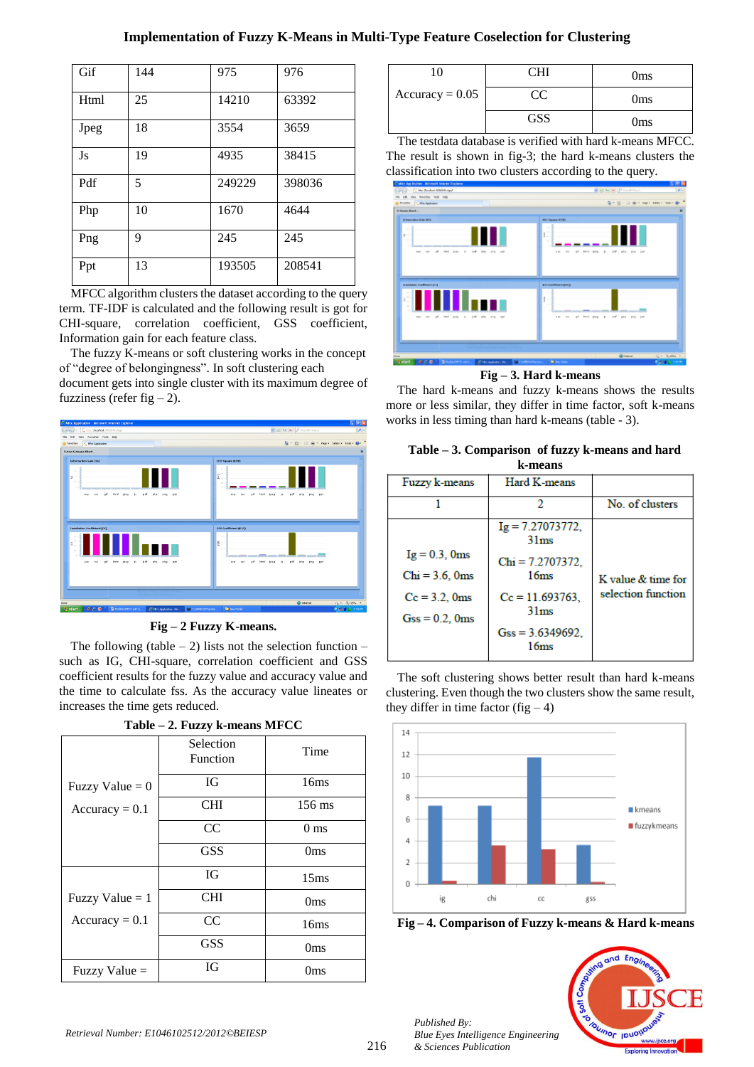| Gif | 144 | 975 | 976 |
|---|---|---|---|
| Html | 25 | 14210 | 63392 |
| Jpeg | 18 | 3554 | 3659 |
| Js | 19 | 4935 | 38415 |
| Pdf | 5 | 249229 | 398036 |
| Php | 10 | 1670 | 4644 |
| Png | 9 | 245 | 245 |
| Ppt | 13 | 193505 | 208541 |

MFCC algorithm clusters the dataset according to the query term. TF-IDF is calculated and the following result is got for CHI-square, correlation coefficient, GSS coefficient, Information gain for each feature class.

The fuzzy K-means or soft clustering works in the concept of "degree of belongingness". In soft clustering each document gets into single cluster with its maximum degree of fuzziness (refer fig – 2).

**Fig – 2 Fuzzy K-means.**

The following (table – 2) lists not the selection function – such as IG, CHI-square, correlation coefficient and GSS coefficient results for the fuzzy value and accuracy value and the time to calculate fss. As the accuracy value lineates or increases the time gets reduced.

**Table – 2. Fuzzy k-means MFCC**

| | Selection Function | Time |
|---|---|---|
| Fuzzy Value = 0 Accuracy = 0.1 | IG | 16ms |
| | CHI | 156 ms |
| | CC | 0 ms |
| | GSS | 0ms |
| Fuzzy Value = 1 Accuracy = 0.1 | IG | 15ms |
| | CHI | 0ms |
| | CC | 16ms |
| | GSS | 0ms |
| Fuzzy Value = 10 Accuracy = 0.05 | IG | 0ms |
| | CHI | 0ms |
| | CC | 0ms |
| | GSS | 0ms |

The testdata database is verified with hard k-means MFCC. The result is shown in fig-3; the hard k-means clusters the classification into two clusters according to the query.

**Fig – 3. Hard k-means**

The hard k-means and fuzzy k-means shows the results more or less similar, they differ in time factor, soft k-means works in less timing than hard k-means (table - 3).

**Table – 3. Comparison of fuzzy k-means and hard k-means**

| Fuzzy k-means | Hard K-means | |
|---|---|---|
| 1 | 2 | No. of clusters |
| Ig = 0.3, 0ms<br>Chi = 3.6, 0ms<br>Cc = 3.2, 0ms<br>Gss = 0.2, 0ms | Ig = 7.27073772, 31ms<br>Chi = 7.2707372, 16ms<br>Cc = 11.693763, 31ms<br>Gss = 3.6349692, 16ms | K value & time for selection function |

The soft clustering shows better result than hard k-means clustering. Even though the two clusters show the same result, they differ in time factor (fig – 4)

**Fig – 4. Comparison of Fuzzy k-means & Hard k-means**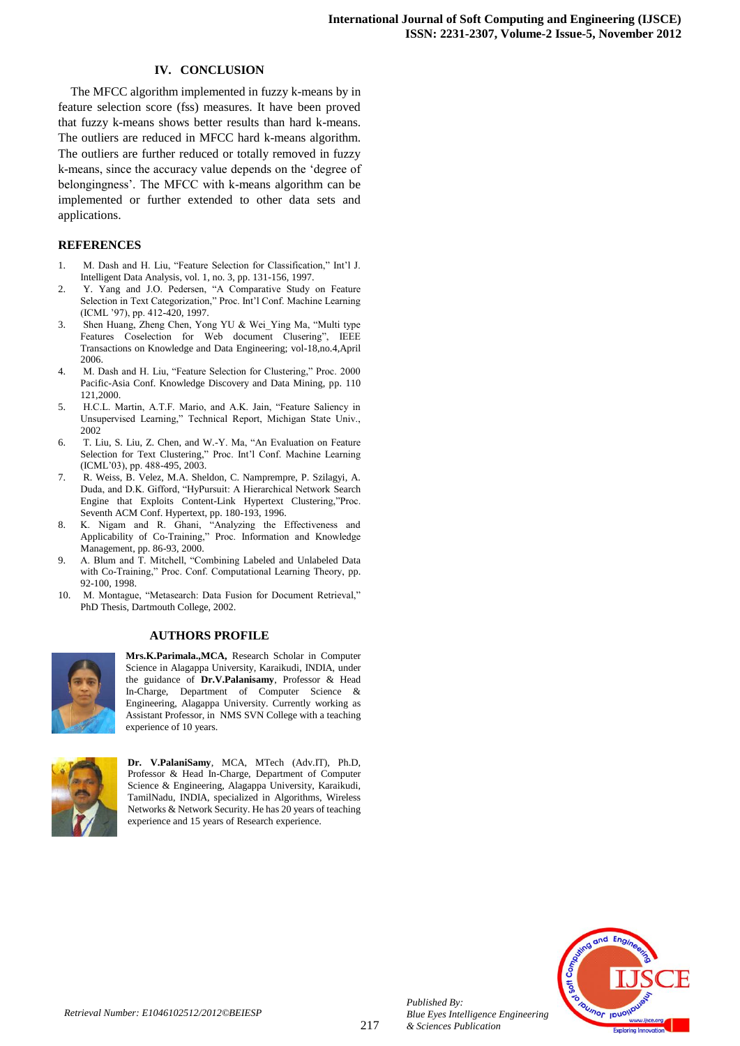## IV. CONCLUSION

The MFCC algorithm implemented in fuzzy k-means by in feature selection score (fss) measures. It have been proved that fuzzy k-means shows better results than hard k-means. The outliers are reduced in MFCC hard k-means algorithm. The outliers are further reduced or totally removed in fuzzy k-means, since the accuracy value depends on the 'degree of belongingness'. The MFCC with k-means algorithm can be implemented or further extended to other data sets and applications.

## REFERENCES

1. M. Dash and H. Liu, "Feature Selection for Classification," Int'l J. Intelligent Data Analysis, vol. 1, no. 3, pp. 131-156, 1997.
2. Y. Yang and J.O. Pedersen, "A Comparative Study on Feature Selection in Text Categorization," Proc. Int'l Conf. Machine Learning (ICML '97), pp. 412-420, 1997.
3. Shen Huang, Zheng Chen, Yong YU & Wei_Ying Ma, "Multi type Features Coselection for Web document Clusering", IEEE Transactions on Knowledge and Data Engineering; vol-18,no.4,April 2006.
4. M. Dash and H. Liu, "Feature Selection for Clustering," Proc. 2000 Pacific-Asia Conf. Knowledge Discovery and Data Mining, pp. 110 121,2000.
5. H.C.L. Martin, A.T.F. Mario, and A.K. Jain, "Feature Saliency in Unsupervised Learning," Technical Report, Michigan State Univ., 2002
6. T. Liu, S. Liu, Z. Chen, and W.-Y. Ma, "An Evaluation on Feature Selection for Text Clustering," Proc. Int'l Conf. Machine Learning (ICML'03), pp. 488-495, 2003.
7. R. Weiss, B. Velez, M.A. Sheldon, C. Namprempre, P. Szilagyi, A. Duda, and D.K. Gifford, "HyPursuit: A Hierarchical Network Search Engine that Exploits Content-Link Hypertext Clustering,"Proc. Seventh ACM Conf. Hypertext, pp. 180-193, 1996.
8. K. Nigam and R. Ghani, "Analyzing the Effectiveness and Applicability of Co-Training," Proc. Information and Knowledge Management, pp. 86-93, 2000.
9. A. Blum and T. Mitchell, "Combining Labeled and Unlabeled Data with Co-Training," Proc. Conf. Computational Learning Theory, pp. 92-100, 1998.
10. M. Montague, "Metasearch: Data Fusion for Document Retrieval," PhD Thesis, Dartmouth College, 2002.

## AUTHORS PROFILE

**Mrs.K.Parimala.,MCA,** Research Scholar in Computer Science in Alagappa University, Karaikudi, INDIA, under the guidance of **Dr.V.Palanisamy**, Professor & Head In-Charge, Department of Computer Science & Engineering, Alagappa University. Currently working as Assistant Professor, in NMS SVN College with a teaching experience of 10 years.

**Dr. V.PalaniSamy**, MCA, MTech (Adv.IT), Ph.D, Professor & Head In-Charge, Department of Computer Science & Engineering, Alagappa University, Karaikudi, TamilNadu, INDIA, specialized in Algorithms, Wireless Networks & Network Security. He has 20 years of teaching experience and 15 years of Research experience.